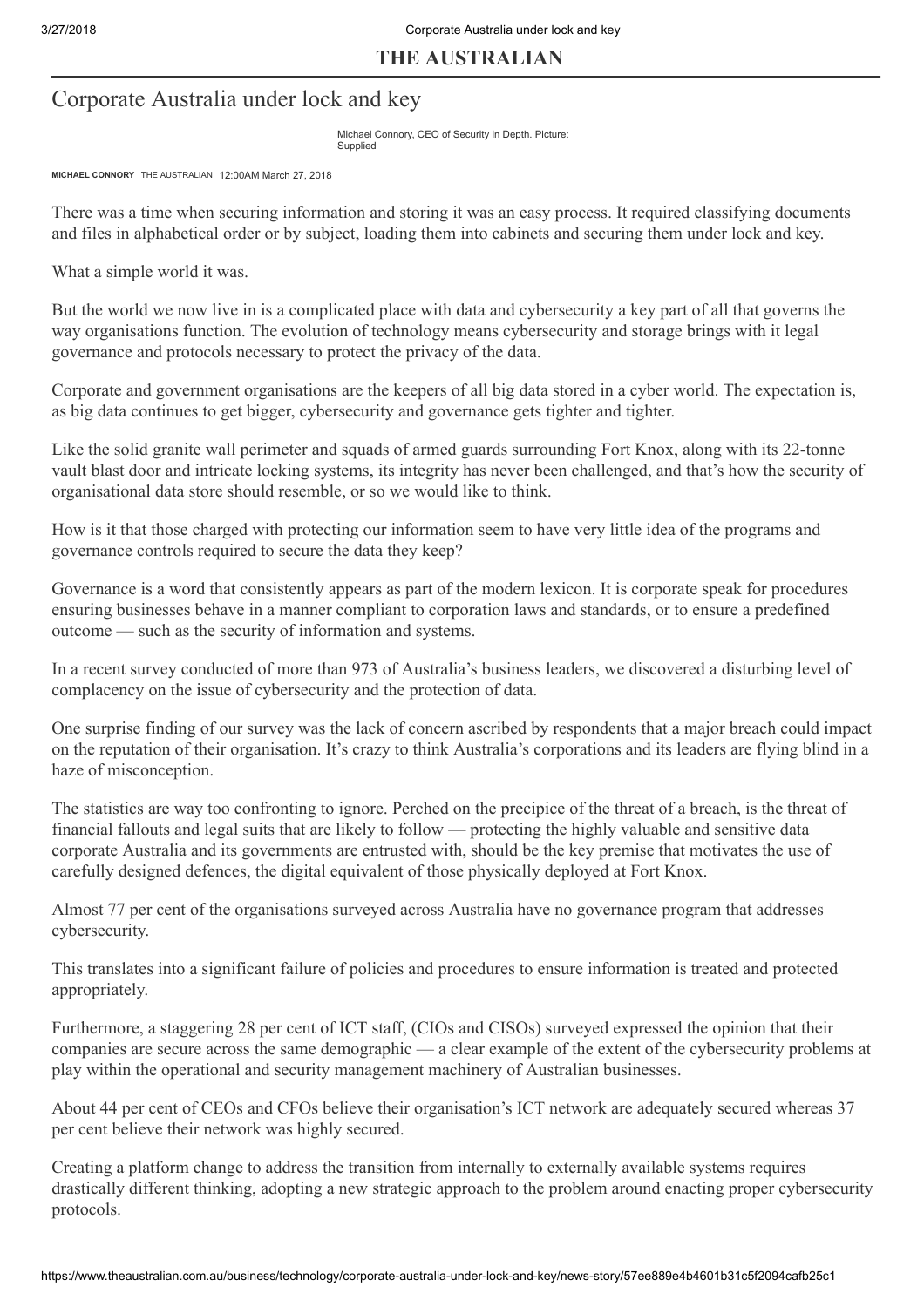# Corporate Australia under lock and key

Michael Connory, CEO of Security in Depth. Picture: Supplied

**MICHAEL CONNORY** THE AUSTRALIAN 12:00AM March 27, 2018

There was a time when securing information and storing it was an easy process. It required classifying documents and files in alphabetical order or by subject, loading them into cabinets and securing them under lock and key.

What a simple world it was.

But the world we now live in is a complicated place with data and cybersecurity a key part of all that governs the way organisations function. The evolution of technology means cybersecurity and storage brings with it legal governance and protocols necessary to protect the privacy of the data.

Corporate and government organisations are the keepers of all big data stored in a cyber world. The expectation is, as big data continues to get bigger, cybersecurity and governance gets tighter and tighter.

Like the solid granite wall perimeter and squads of armed guards surrounding Fort Knox, along with its 22-tonne vault blast door and intricate locking systems, its integrity has never been challenged, and that's how the security of organisational data store should resemble, or so we would like to think.

How is it that those charged with protecting our information seem to have very little idea of the programs and governance controls required to secure the data they keep?

Governance is a word that consistently appears as part of the modern lexicon. It is corporate speak for procedures ensuring businesses behave in a manner compliant to corporation laws and standards, or to ensure a predefined outcome — such as the security of information and systems.

In a recent survey conducted of more than 973 of Australia's business leaders, we discovered a disturbing level of complacency on the issue of cybersecurity and the protection of data.

One surprise finding of our survey was the lack of concern ascribed by respondents that a major breach could impact on the reputation of their organisation. It's crazy to think Australia's corporations and its leaders are flying blind in a haze of misconception.

The statistics are way too confronting to ignore. Perched on the precipice of the threat of a breach, is the threat of financial fallouts and legal suits that are likely to follow — protecting the highly valuable and sensitive data corporate Australia and its governments are entrusted with, should be the key premise that motivates the use of carefully designed defences, the digital equivalent of those physically deployed at Fort Knox.

Almost 77 per cent of the organisations surveyed across Australia have no governance program that addresses cybersecurity.

This translates into a significant failure of policies and procedures to ensure information is treated and protected appropriately.

Furthermore, a staggering 28 per cent of ICT staff, (CIOs and CISOs) surveyed expressed the opinion that their companies are secure across the same demographic — a clear example of the extent of the cybersecurity problems at play within the operational and security management machinery of Australian businesses.

About 44 per cent of CEOs and CFOs believe their organisation's ICT network are adequately secured whereas 37 per cent believe their network was highly secured.

Creating a platform change to address the transition from internally to externally available systems requires drastically different thinking, adopting a new strategic approach to the problem around enacting proper cybersecurity protocols.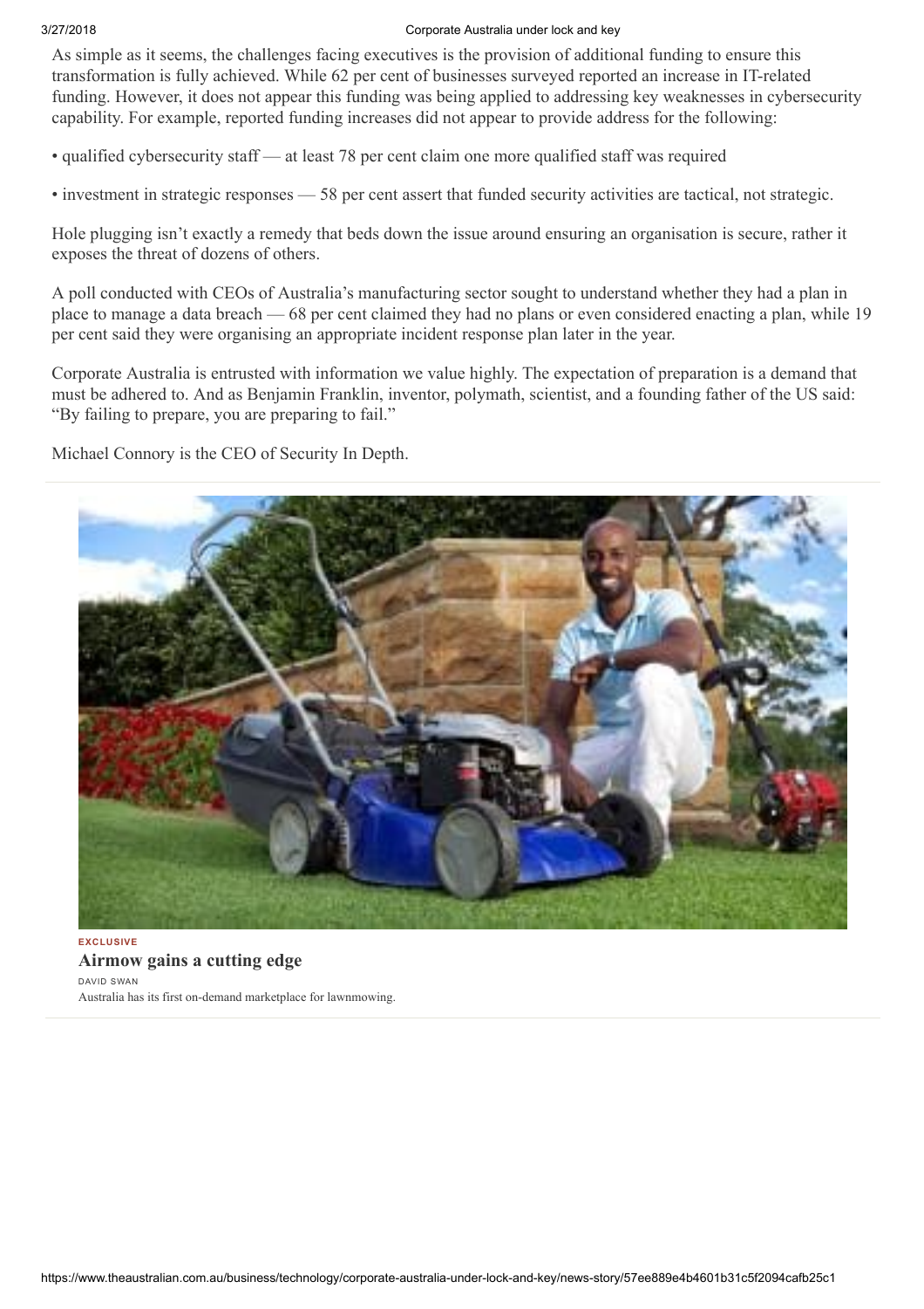As simple as it seems, the challenges facing executives is the provision of additional funding to ensure this transformation is fully achieved. While 62 per cent of businesses surveyed reported an increase in IT-related funding. However, it does not appear this funding was being applied to addressing key weaknesses in cybersecurity capability. For example, reported funding increases did not appear to provide address for the following:

• qualified cybersecurity staff — at least 78 per cent claim one more qualified staff was required

• investment in strategic responses — 58 per cent assert that funded security activities are tactical, not strategic.

Hole plugging isn't exactly a remedy that beds down the issue around ensuring an organisation is secure, rather it exposes the threat of dozens of others.

A poll conducted with CEOs of Australia's manufacturing sector sought to understand whether they had a plan in place to manage a data breach — 68 per cent claimed they had no plans or even considered enacting a plan, while 19 per cent said they were organising an appropriate incident response plan later in the year.

Corporate Australia is entrusted with information we value highly. The expectation of preparation is a demand that must be adhered to. And as Benjamin Franklin, inventor, polymath, scientist, and a founding father of the US said: "By failing to prepare, you are preparing to fail."

Michael Connory is the CEO of Security In Depth.

EXCLUSIVE

**Airmow gains a cutting edge**

DAVID SWAN

Australia has its first on-demand marketplace for lawnmowing.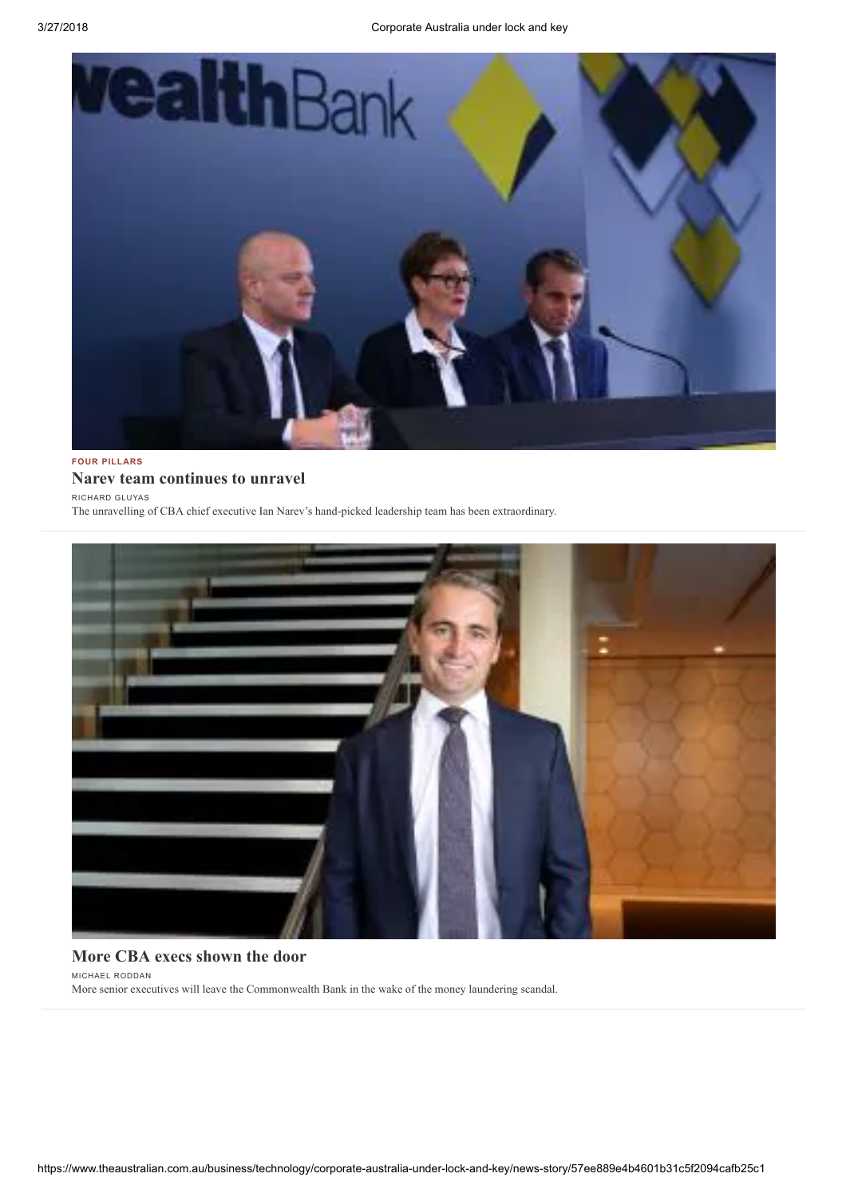FOUR PILLARS

## Narev team continues to unravel

RICHARD GLUYAS

The unravelling of CBA chief executive Ian Narev's hand-picked leadership team has been extraordinary.

## More CBA execs shown the door

MICHAEL RODDAN

More senior executives will leave the Commonwealth Bank in the wake of the money laundering scandal.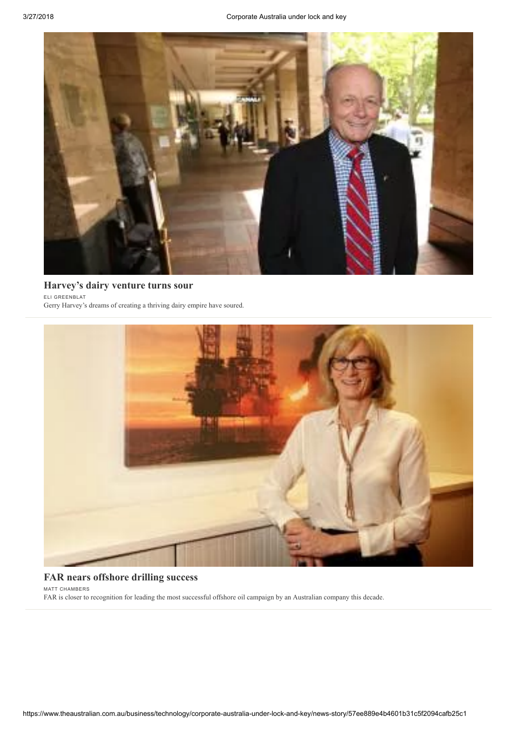## Harvey's dairy venture turns sour

ELI GREENBLAT

Gerry Harvey's dreams of creating a thriving dairy empire have soured.

## FAR nears offshore drilling success

MATT CHAMBERS

FAR is closer to recognition for leading the most successful offshore oil campaign by an Australian company this decade.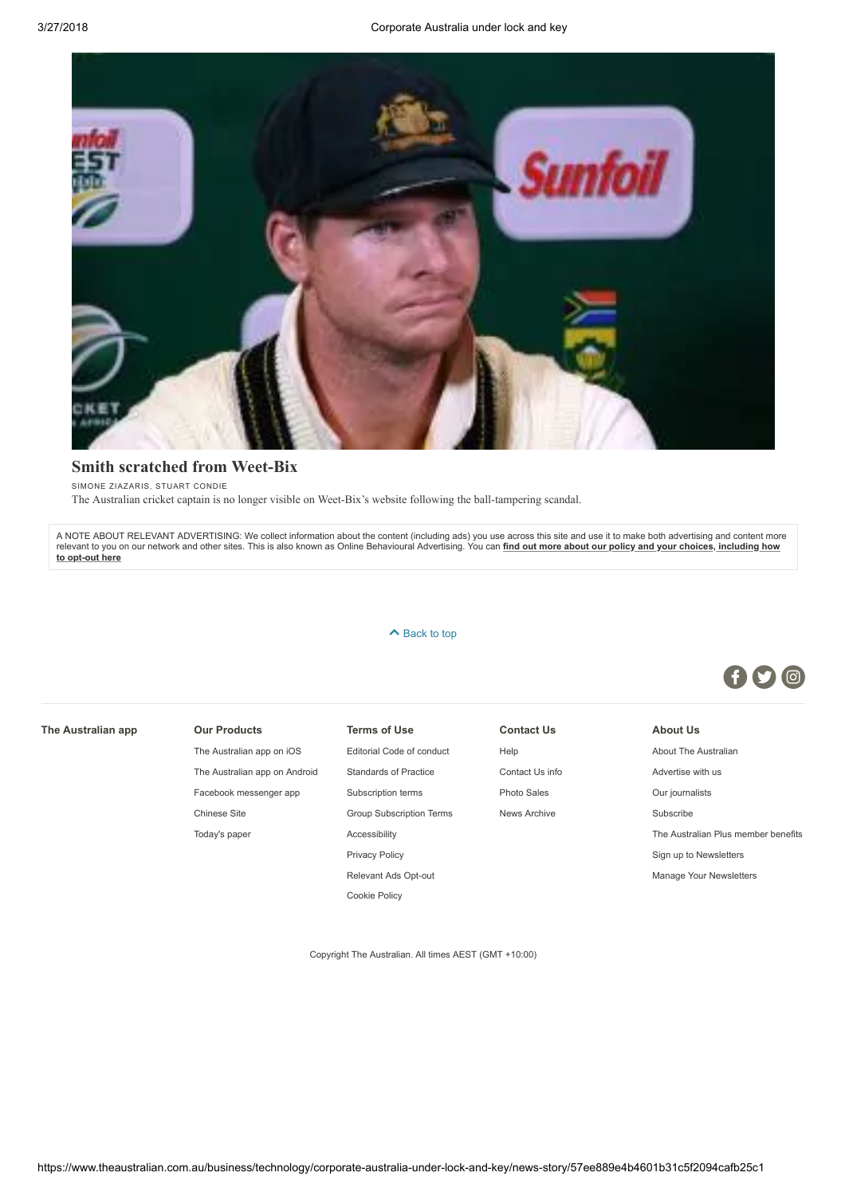## Smith scratched from Weet-Bix

SIMONE ZIAZARIS, STUART CONDIE

The Australian cricket captain is no longer visible on Weet-Bix's website following the ball-tampering scandal.

A NOTE ABOUT RELEVANT ADVERTISING: We collect information about the content (including ads) you use across this site and use it to make both advertising and content more relevant to you on our network and other sites. This is also known as Online Behavioural Advertising. You can **find out more about our policy and your choices, including how to opt-out here**

Back to top

**The Australian app**

**Our Products**

- The Australian app on iOS
- The Australian app on Android
- Facebook messenger app
- Chinese Site
- Today's paper

**Terms of Use**

- Editorial Code of conduct
- Standards of Practice
- Subscription terms
- Group Subscription Terms
- Accessibility
- Privacy Policy
- Relevant Ads Opt-out
- Cookie Policy

**Contact Us**

- Help
- Contact Us info
- Photo Sales
- News Archive

**About Us**

- About The Australian
- Advertise with us
- Our journalists
- Subscribe
- The Australian Plus member benefits
- Sign up to Newsletters
- Manage Your Newsletters

Copyright The Australian. All times AEST (GMT +10:00)